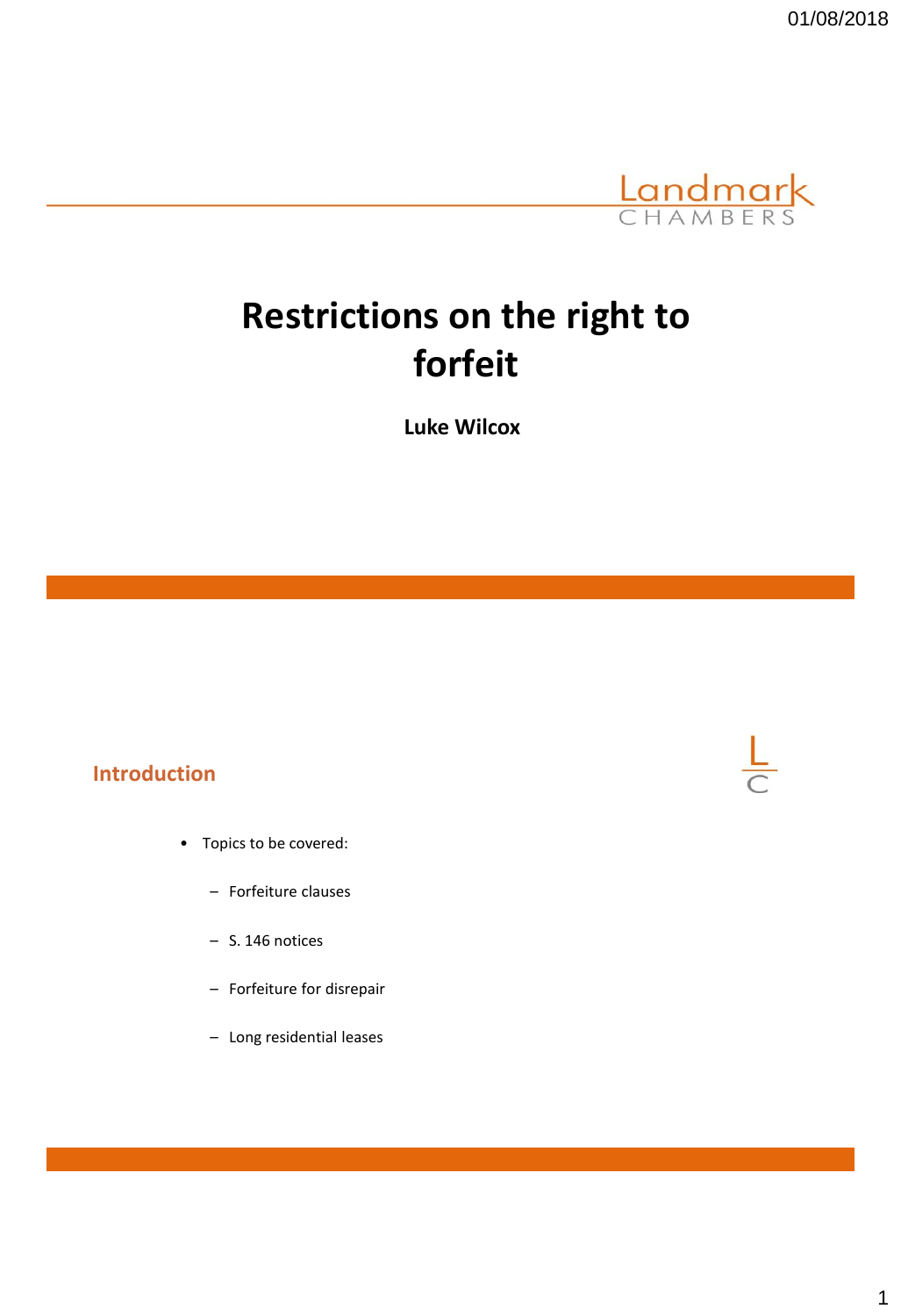# Restrictions on the right to forfeit

**Luke Wilcox**

## Introduction

- Topics to be covered:
  - Forfeiture clauses
  - S. 146 notices
  - Forfeiture for disrepair
  - Long residential leases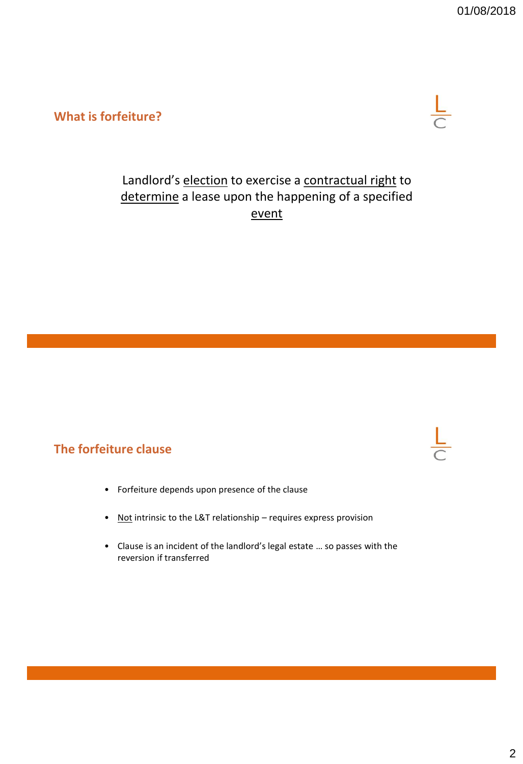## What is forfeiture?

Landlord's <u>election</u> to exercise a <u>contractual right</u> to <u>determine</u> a lease upon the happening of a specified <u>event</u>

## The forfeiture clause

- Forfeiture depends upon presence of the clause
- <u>Not</u> intrinsic to the L&T relationship – requires express provision
- Clause is an incident of the landlord's legal estate … so passes with the reversion if transferred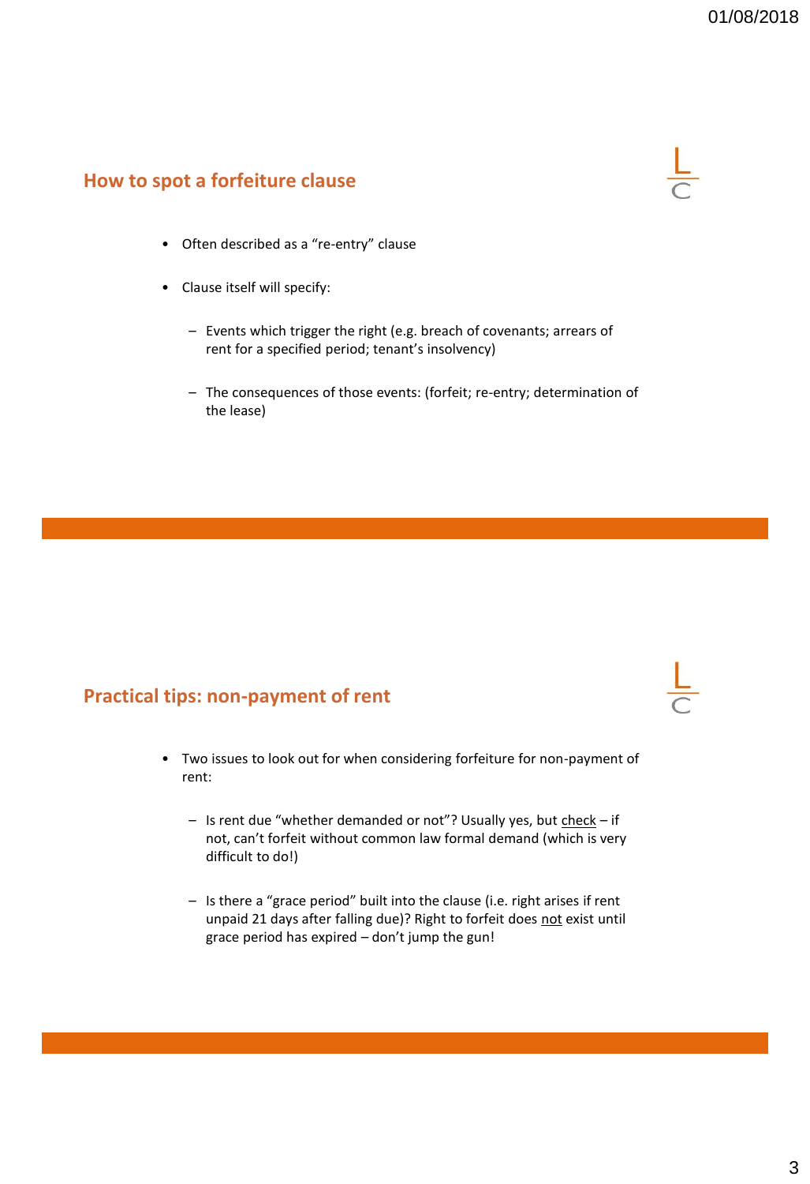## How to spot a forfeiture clause

- Often described as a "re-entry" clause
- Clause itself will specify:
  - Events which trigger the right (e.g. breach of covenants; arrears of rent for a specified period; tenant's insolvency)
  - The consequences of those events: (forfeit; re-entry; determination of the lease)

## Practical tips: non-payment of rent

- Two issues to look out for when considering forfeiture for non-payment of rent:
  - Is rent due "whether demanded or not"? Usually yes, but <u>check</u> – if not, can't forfeit without common law formal demand (which is very difficult to do!)
  - Is there a "grace period" built into the clause (i.e. right arises if rent unpaid 21 days after falling due)? Right to forfeit does <u>not</u> exist until grace period has expired – don't jump the gun!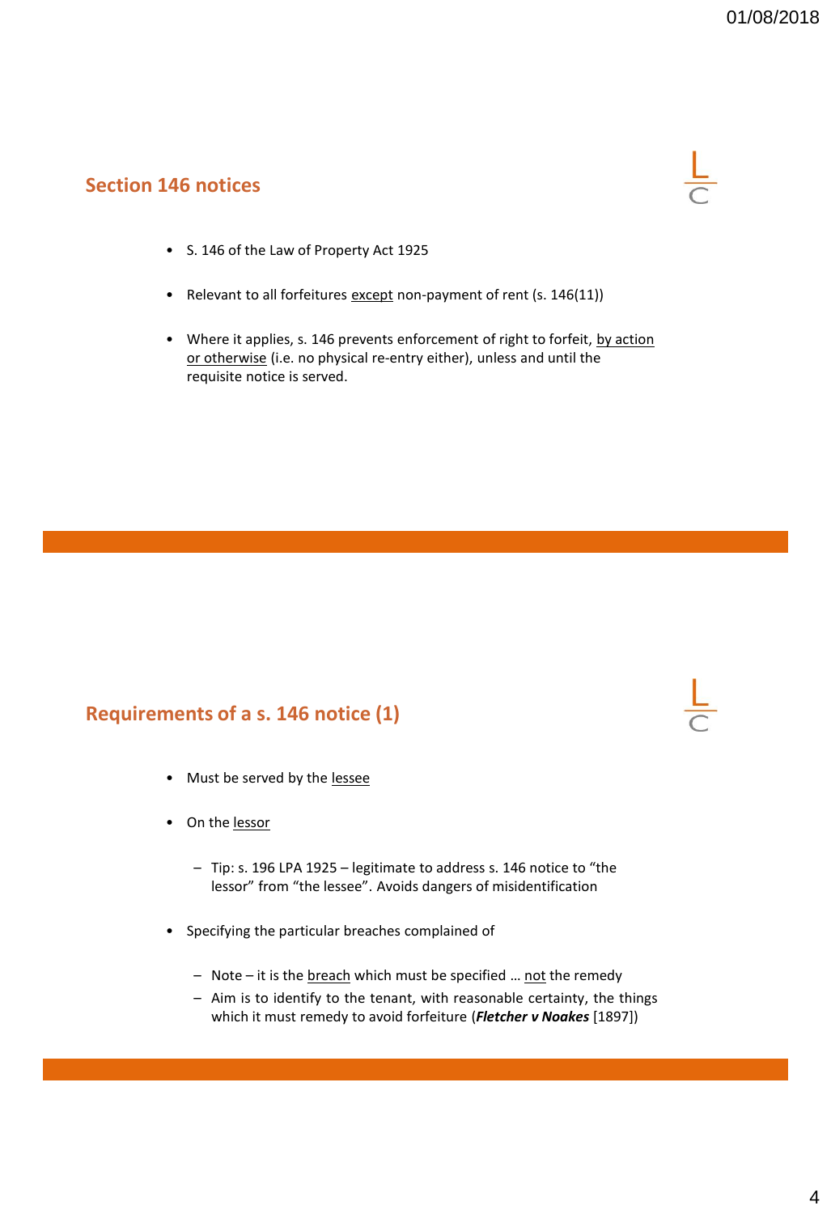## Section 146 notices

- S. 146 of the Law of Property Act 1925
- Relevant to all forfeitures except non-payment of rent (s. 146(11))
- Where it applies, s. 146 prevents enforcement of right to forfeit, by action or otherwise (i.e. no physical re-entry either), unless and until the requisite notice is served.

## Requirements of a s. 146 notice (1)

- Must be served by the lessee
- On the lessor
  - Tip: s. 196 LPA 1925 – legitimate to address s. 146 notice to "the lessor" from "the lessee". Avoids dangers of misidentification
- Specifying the particular breaches complained of
  - Note – it is the breach which must be specified … not the remedy
  - Aim is to identify to the tenant, with reasonable certainty, the things which it must remedy to avoid forfeiture (***Fletcher v Noakes*** [1897])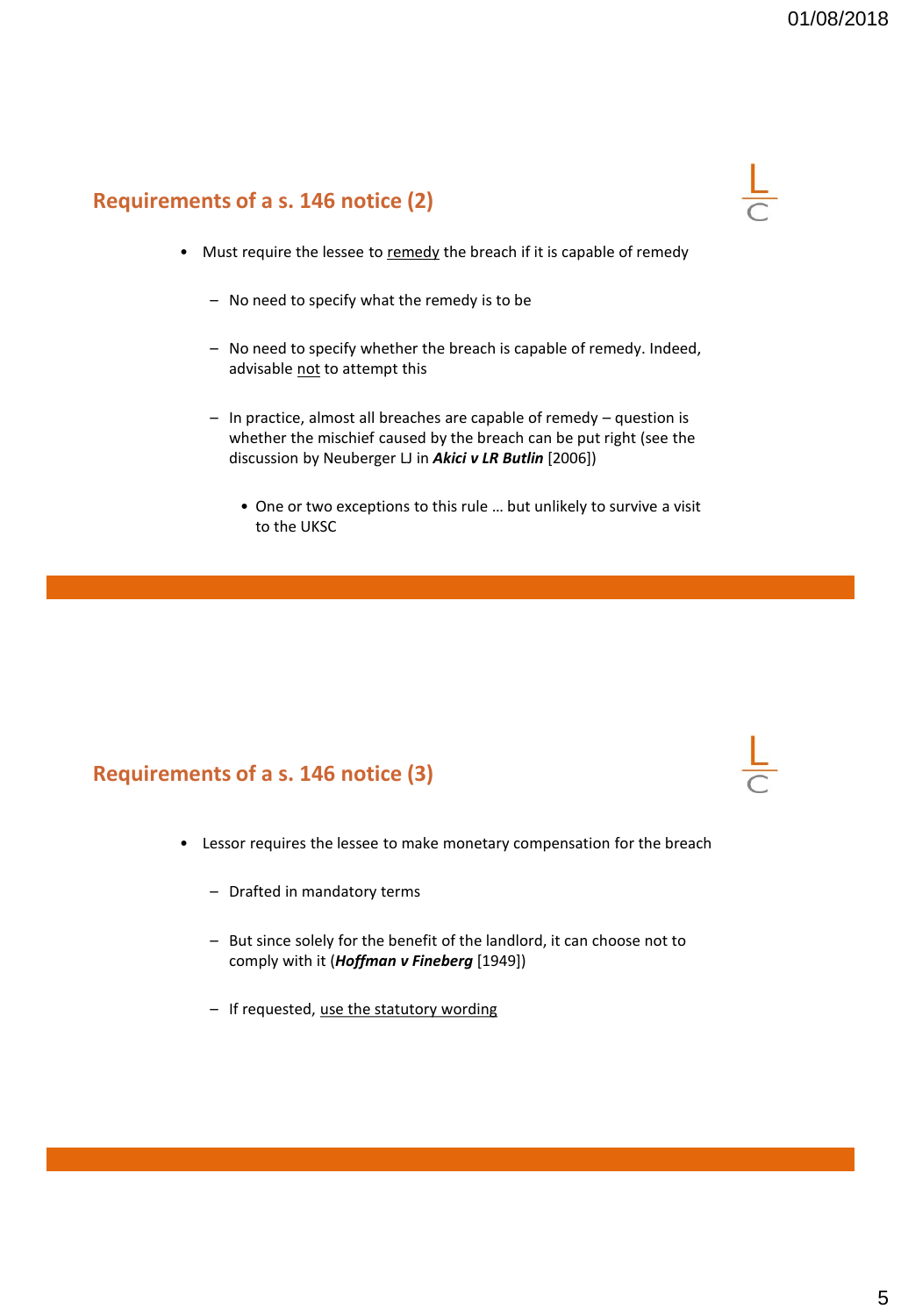## Requirements of a s. 146 notice (2)

- Must require the lessee to <u>remedy</u> the breach if it is capable of remedy
  - No need to specify what the remedy is to be
  - No need to specify whether the breach is capable of remedy. Indeed, advisable <u>not</u> to attempt this
  - In practice, almost all breaches are capable of remedy – question is whether the mischief caused by the breach can be put right (see the discussion by Neuberger LJ in ***Akici v LR Butlin*** [2006])
    - One or two exceptions to this rule … but unlikely to survive a visit to the UKSC

## Requirements of a s. 146 notice (3)

- Lessor requires the lessee to make monetary compensation for the breach
  - Drafted in mandatory terms
  - But since solely for the benefit of the landlord, it can choose not to comply with it (***Hoffman v Fineberg*** [1949])
  - If requested, <u>use the statutory wording</u>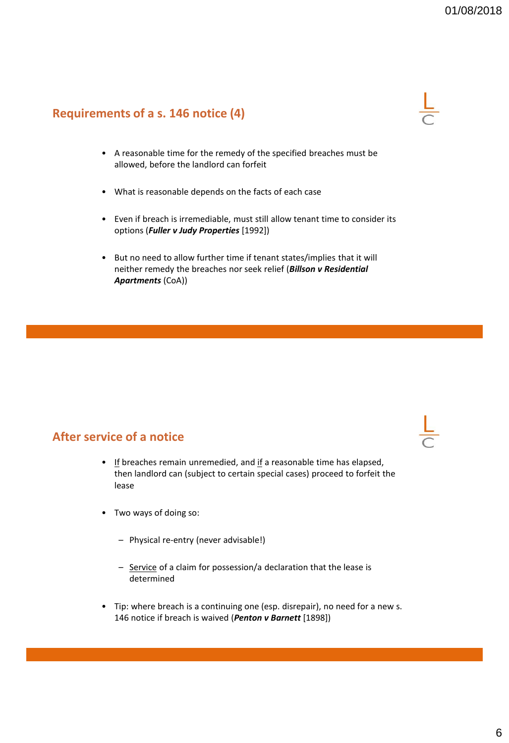## Requirements of a s. 146 notice (4)

- A reasonable time for the remedy of the specified breaches must be allowed, before the landlord can forfeit
- What is reasonable depends on the facts of each case
- Even if breach is irremediable, must still allow tenant time to consider its options (***Fuller v Judy Properties*** [1992])
- But no need to allow further time if tenant states/implies that it will neither remedy the breaches nor seek relief (***Billson v Residential Apartments*** (CoA))

## After service of a notice

- <u>If</u> breaches remain unremedied, and <u>if</u> a reasonable time has elapsed, then landlord can (subject to certain special cases) proceed to forfeit the lease
- Two ways of doing so:
  - Physical re-entry (never advisable!)
  - <u>Service</u> of a claim for possession/a declaration that the lease is determined
- Tip: where breach is a continuing one (esp. disrepair), no need for a new s. 146 notice if breach is waived (***Penton v Barnett*** [1898])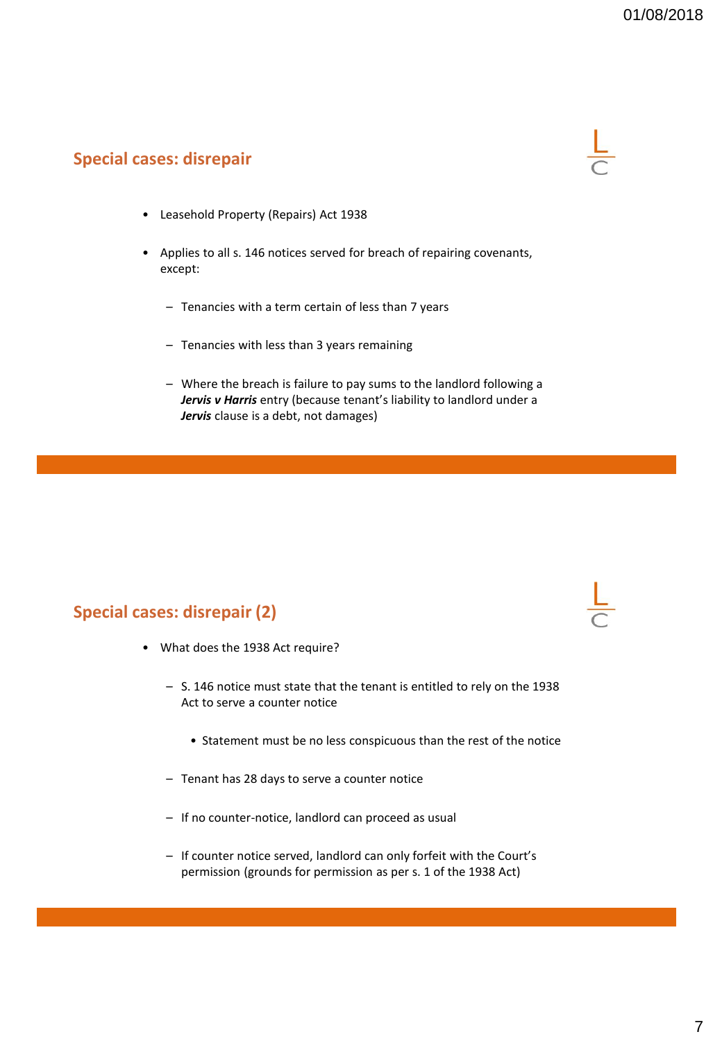## Special cases: disrepair

- Leasehold Property (Repairs) Act 1938
- Applies to all s. 146 notices served for breach of repairing covenants, except:
  - Tenancies with a term certain of less than 7 years
  - Tenancies with less than 3 years remaining
  - Where the breach is failure to pay sums to the landlord following a ***Jervis v Harris*** entry (because tenant's liability to landlord under a ***Jervis*** clause is a debt, not damages)

## Special cases: disrepair (2)

- What does the 1938 Act require?
  - S. 146 notice must state that the tenant is entitled to rely on the 1938 Act to serve a counter notice
    - Statement must be no less conspicuous than the rest of the notice
  - Tenant has 28 days to serve a counter notice
  - If no counter-notice, landlord can proceed as usual
  - If counter notice served, landlord can only forfeit with the Court's permission (grounds for permission as per s. 1 of the 1938 Act)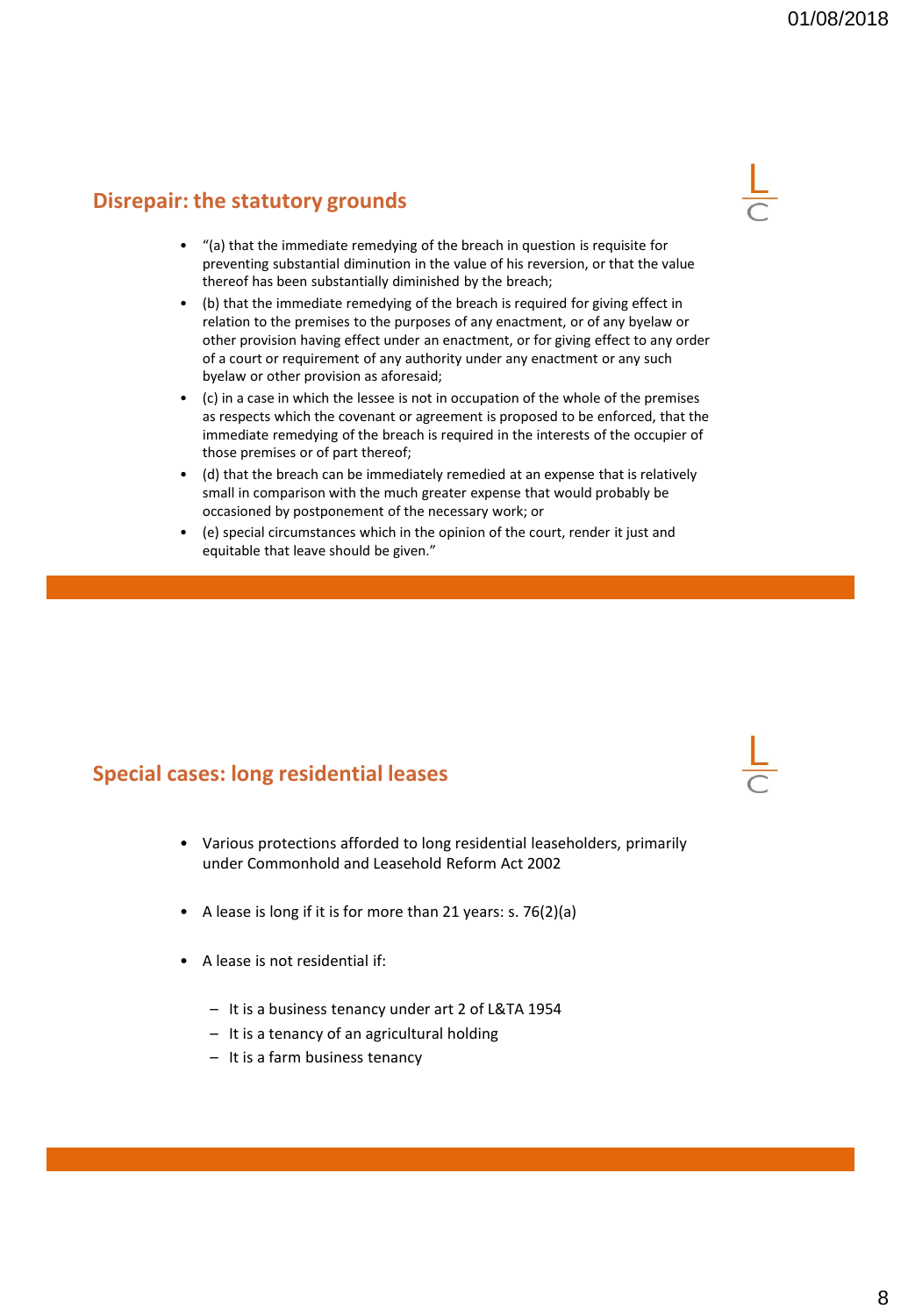## Disrepair: the statutory grounds

- "(a) that the immediate remedying of the breach in question is requisite for preventing substantial diminution in the value of his reversion, or that the value thereof has been substantially diminished by the breach;
- (b) that the immediate remedying of the breach is required for giving effect in relation to the premises to the purposes of any enactment, or of any byelaw or other provision having effect under an enactment, or for giving effect to any order of a court or requirement of any authority under any enactment or any such byelaw or other provision as aforesaid;
- (c) in a case in which the lessee is not in occupation of the whole of the premises as respects which the covenant or agreement is proposed to be enforced, that the immediate remedying of the breach is required in the interests of the occupier of those premises or of part thereof;
- (d) that the breach can be immediately remedied at an expense that is relatively small in comparison with the much greater expense that would probably be occasioned by postponement of the necessary work; or
- (e) special circumstances which in the opinion of the court, render it just and equitable that leave should be given."

## Special cases: long residential leases

- Various protections afforded to long residential leaseholders, primarily under Commonhold and Leasehold Reform Act 2002
- A lease is long if it is for more than 21 years: s. 76(2)(a)
- A lease is not residential if:
  - It is a business tenancy under art 2 of L&TA 1954
  - It is a tenancy of an agricultural holding
  - It is a farm business tenancy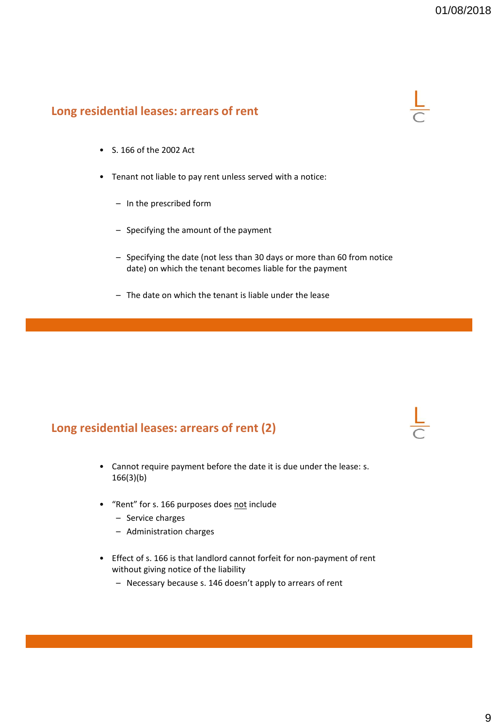## Long residential leases: arrears of rent

- S. 166 of the 2002 Act
- Tenant not liable to pay rent unless served with a notice:
  - In the prescribed form
  - Specifying the amount of the payment
  - Specifying the date (not less than 30 days or more than 60 from notice date) on which the tenant becomes liable for the payment
  - The date on which the tenant is liable under the lease

## Long residential leases: arrears of rent (2)

- Cannot require payment before the date it is due under the lease: s. 166(3)(b)
- "Rent" for s. 166 purposes does <u>not</u> include
  - Service charges
  - Administration charges
- Effect of s. 166 is that landlord cannot forfeit for non-payment of rent without giving notice of the liability
  - Necessary because s. 146 doesn't apply to arrears of rent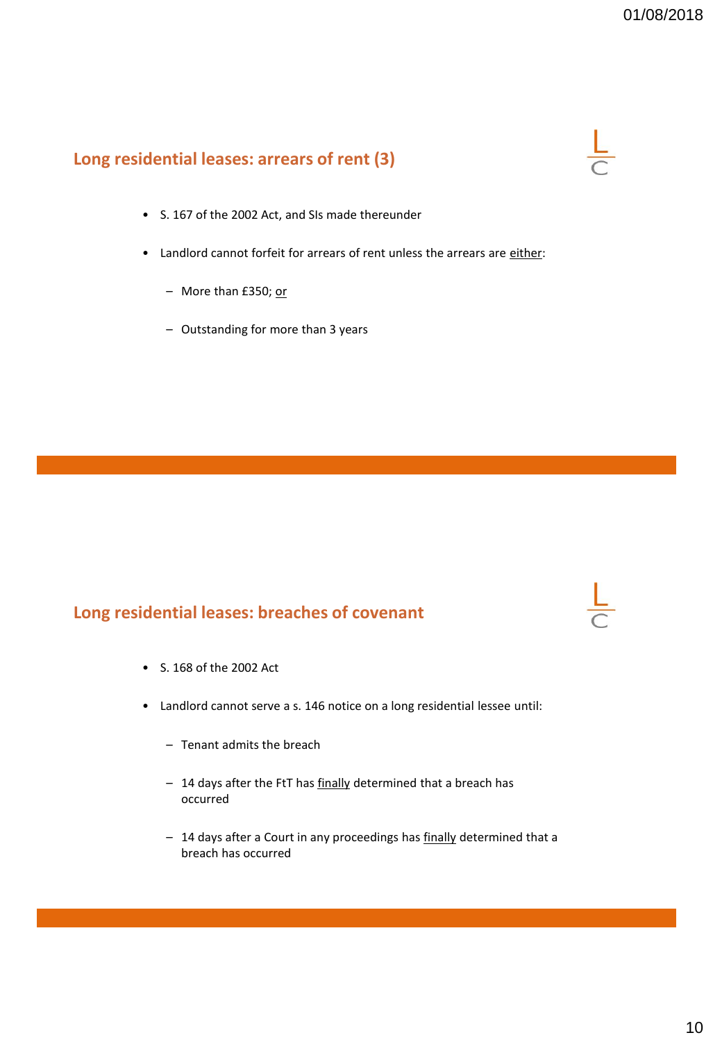## Long residential leases: arrears of rent (3)

- S. 167 of the 2002 Act, and SIs made thereunder
- Landlord cannot forfeit for arrears of rent unless the arrears are <u>either</u>:
  - More than £350; <u>or</u>
  - Outstanding for more than 3 years

## Long residential leases: breaches of covenant

- S. 168 of the 2002 Act
- Landlord cannot serve a s. 146 notice on a long residential lessee until:
  - Tenant admits the breach
  - 14 days after the FtT has <u>finally</u> determined that a breach has occurred
  - 14 days after a Court in any proceedings has <u>finally</u> determined that a breach has occurred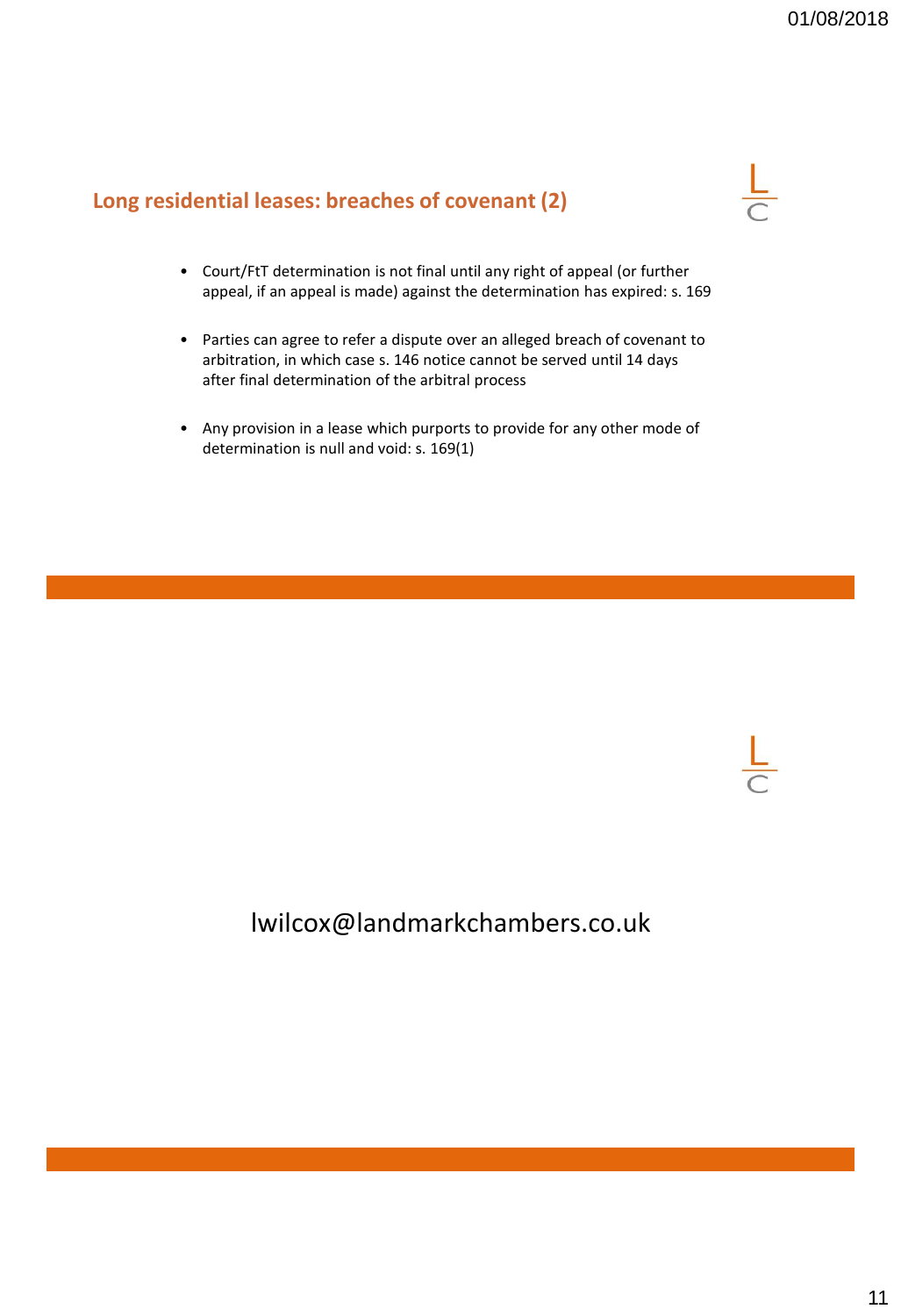## Long residential leases: breaches of covenant (2)

- Court/FtT determination is not final until any right of appeal (or further appeal, if an appeal is made) against the determination has expired: s. 169
- Parties can agree to refer a dispute over an alleged breach of covenant to arbitration, in which case s. 146 notice cannot be served until 14 days after final determination of the arbitral process
- Any provision in a lease which purports to provide for any other mode of determination is null and void: s. 169(1)

lwilcox@landmarkchambers.co.uk